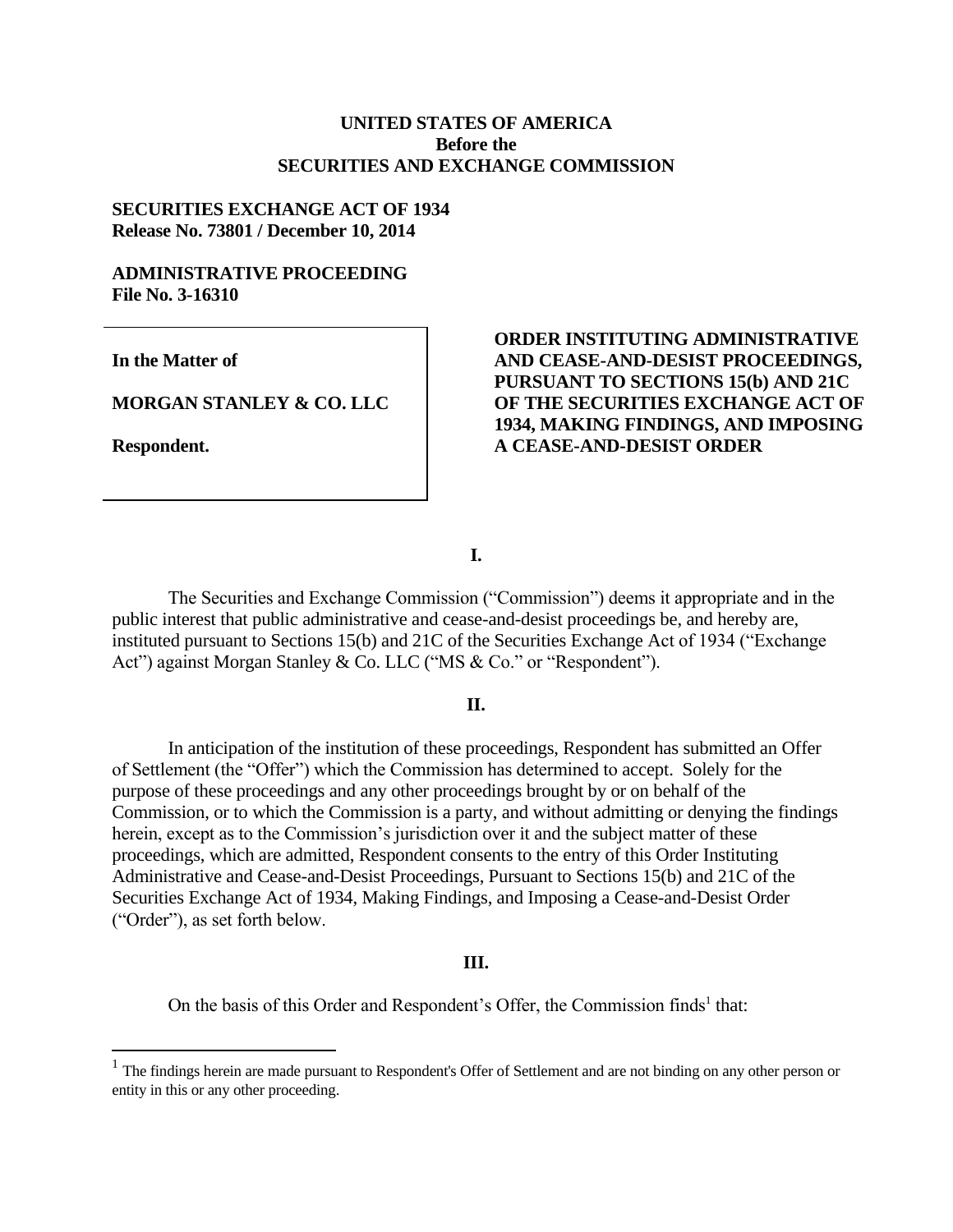**UNITED STATES OF AMERICA**
**Before the**
**SECURITIES AND EXCHANGE COMMISSION**

**SECURITIES EXCHANGE ACT OF 1934**
**Release No. 73801 / December 10, 2014**

**ADMINISTRATIVE PROCEEDING**
**File No. 3-16310**

| | |
|---|---|
| **In the Matter of**<br><br>**MORGAN STANLEY & CO. LLC**<br><br>**Respondent.** | **ORDER INSTITUTING ADMINISTRATIVE AND CEASE-AND-DESIST PROCEEDINGS, PURSUANT TO SECTIONS 15(b) AND 21C OF THE SECURITIES EXCHANGE ACT OF 1934, MAKING FINDINGS, AND IMPOSING A CEASE-AND-DESIST ORDER** |

**I.**

The Securities and Exchange Commission ("Commission") deems it appropriate and in the public interest that public administrative and cease-and-desist proceedings be, and hereby are, instituted pursuant to Sections 15(b) and 21C of the Securities Exchange Act of 1934 ("Exchange Act") against Morgan Stanley & Co. LLC ("MS & Co." or "Respondent").

**II.**

In anticipation of the institution of these proceedings, Respondent has submitted an Offer of Settlement (the "Offer") which the Commission has determined to accept. Solely for the purpose of these proceedings and any other proceedings brought by or on behalf of the Commission, or to which the Commission is a party, and without admitting or denying the findings herein, except as to the Commission's jurisdiction over it and the subject matter of these proceedings, which are admitted, Respondent consents to the entry of this Order Instituting Administrative and Cease-and-Desist Proceedings, Pursuant to Sections 15(b) and 21C of the Securities Exchange Act of 1934, Making Findings, and Imposing a Cease-and-Desist Order ("Order"), as set forth below.

**III.**

On the basis of this Order and Respondent's Offer, the Commission finds[1] that:

[1] The findings herein are made pursuant to Respondent's Offer of Settlement and are not binding on any other person or entity in this or any other proceeding.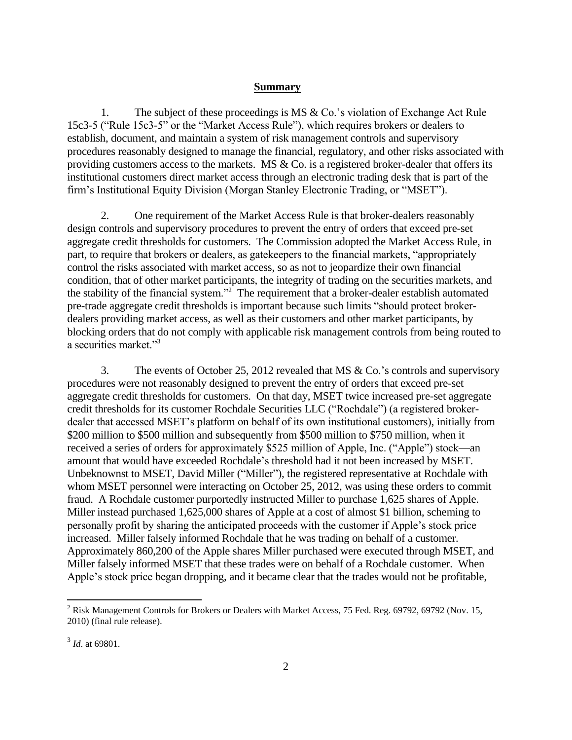## Summary

1. The subject of these proceedings is MS & Co.'s violation of Exchange Act Rule 15c3-5 ("Rule 15c3-5" or the "Market Access Rule"), which requires brokers or dealers to establish, document, and maintain a system of risk management controls and supervisory procedures reasonably designed to manage the financial, regulatory, and other risks associated with providing customers access to the markets. MS & Co. is a registered broker-dealer that offers its institutional customers direct market access through an electronic trading desk that is part of the firm's Institutional Equity Division (Morgan Stanley Electronic Trading, or "MSET").

2. One requirement of the Market Access Rule is that broker-dealers reasonably design controls and supervisory procedures to prevent the entry of orders that exceed pre-set aggregate credit thresholds for customers. The Commission adopted the Market Access Rule, in part, to require that brokers or dealers, as gatekeepers to the financial markets, "appropriately control the risks associated with market access, so as not to jeopardize their own financial condition, that of other market participants, the integrity of trading on the securities markets, and the stability of the financial system."[2] The requirement that a broker-dealer establish automated pre-trade aggregate credit thresholds is important because such limits "should protect broker-dealers providing market access, as well as their customers and other market participants, by blocking orders that do not comply with applicable risk management controls from being routed to a securities market."[3]

3. The events of October 25, 2012 revealed that MS & Co.'s controls and supervisory procedures were not reasonably designed to prevent the entry of orders that exceed pre-set aggregate credit thresholds for customers. On that day, MSET twice increased pre-set aggregate credit thresholds for its customer Rochdale Securities LLC ("Rochdale") (a registered broker-dealer that accessed MSET's platform on behalf of its own institutional customers), initially from \$200 million to \$500 million and subsequently from \$500 million to \$750 million, when it received a series of orders for approximately \$525 million of Apple, Inc. ("Apple") stock—an amount that would have exceeded Rochdale's threshold had it not been increased by MSET. Unbeknownst to MSET, David Miller ("Miller"), the registered representative at Rochdale with whom MSET personnel were interacting on October 25, 2012, was using these orders to commit fraud. A Rochdale customer purportedly instructed Miller to purchase 1,625 shares of Apple. Miller instead purchased 1,625,000 shares of Apple at a cost of almost \$1 billion, scheming to personally profit by sharing the anticipated proceeds with the customer if Apple's stock price increased. Miller falsely informed Rochdale that he was trading on behalf of a customer. Approximately 860,200 of the Apple shares Miller purchased were executed through MSET, and Miller falsely informed MSET that these trades were on behalf of a Rochdale customer. When Apple's stock price began dropping, and it became clear that the trades would not be profitable,

---

[2] Risk Management Controls for Brokers or Dealers with Market Access, 75 Fed. Reg. 69792, 69792 (Nov. 15, 2010) (final rule release).

[3] *Id*. at 69801.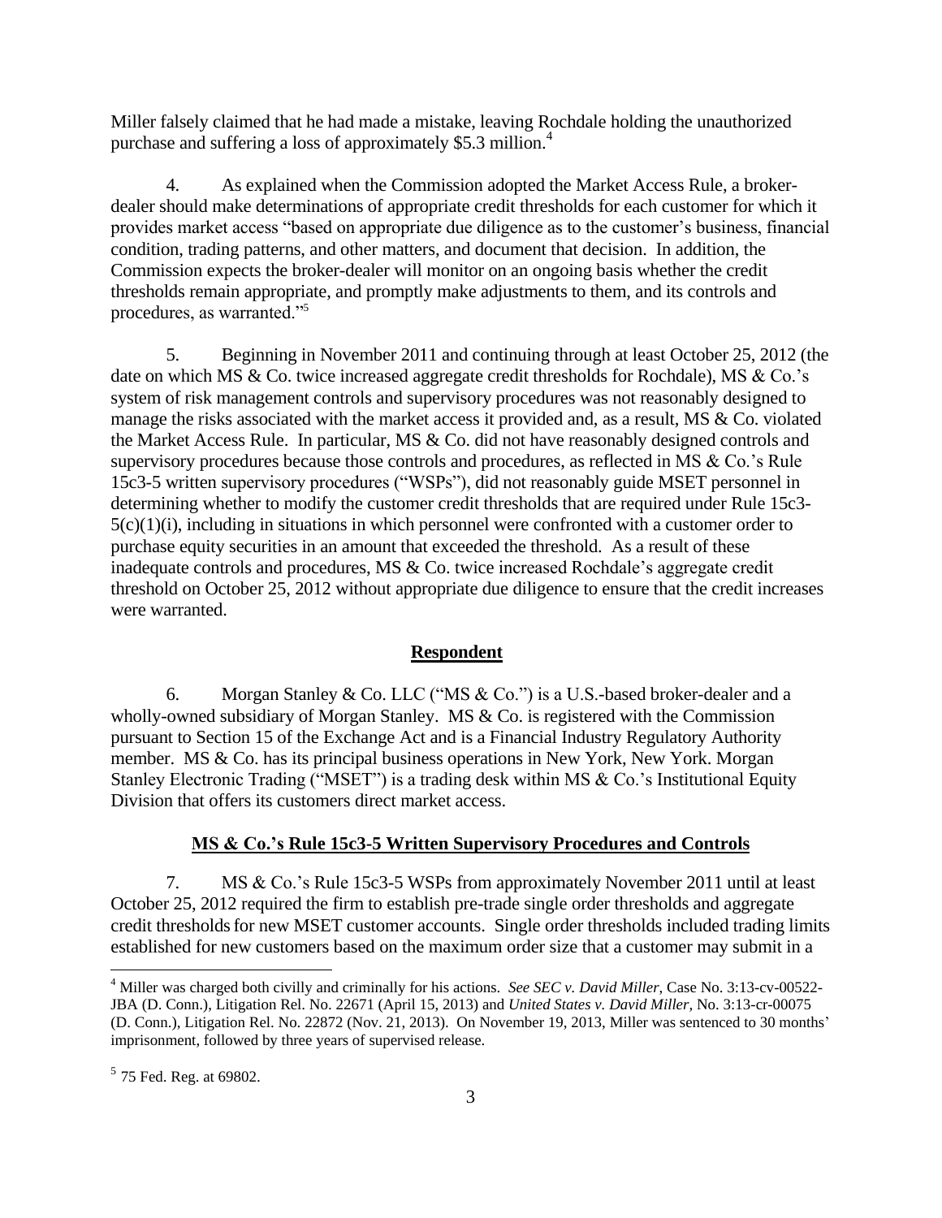Miller falsely claimed that he had made a mistake, leaving Rochdale holding the unauthorized purchase and suffering a loss of approximately $5.3 million.[4]

4. As explained when the Commission adopted the Market Access Rule, a broker-dealer should make determinations of appropriate credit thresholds for each customer for which it provides market access "based on appropriate due diligence as to the customer's business, financial condition, trading patterns, and other matters, and document that decision. In addition, the Commission expects the broker-dealer will monitor on an ongoing basis whether the credit thresholds remain appropriate, and promptly make adjustments to them, and its controls and procedures, as warranted."[5]

5. Beginning in November 2011 and continuing through at least October 25, 2012 (the date on which MS & Co. twice increased aggregate credit thresholds for Rochdale), MS & Co.'s system of risk management controls and supervisory procedures was not reasonably designed to manage the risks associated with the market access it provided and, as a result, MS & Co. violated the Market Access Rule. In particular, MS & Co. did not have reasonably designed controls and supervisory procedures because those controls and procedures, as reflected in MS & Co.'s Rule 15c3-5 written supervisory procedures ("WSPs"), did not reasonably guide MSET personnel in determining whether to modify the customer credit thresholds that are required under Rule 15c3-5(c)(1)(i), including in situations in which personnel were confronted with a customer order to purchase equity securities in an amount that exceeded the threshold. As a result of these inadequate controls and procedures, MS & Co. twice increased Rochdale's aggregate credit threshold on October 25, 2012 without appropriate due diligence to ensure that the credit increases were warranted.

## **Respondent**

6. Morgan Stanley & Co. LLC ("MS & Co.") is a U.S.-based broker-dealer and a wholly-owned subsidiary of Morgan Stanley. MS & Co. is registered with the Commission pursuant to Section 15 of the Exchange Act and is a Financial Industry Regulatory Authority member. MS & Co. has its principal business operations in New York, New York. Morgan Stanley Electronic Trading ("MSET") is a trading desk within MS & Co.'s Institutional Equity Division that offers its customers direct market access.

## **MS & Co.'s Rule 15c3-5 Written Supervisory Procedures and Controls**

7. MS & Co.'s Rule 15c3-5 WSPs from approximately November 2011 until at least October 25, 2012 required the firm to establish pre-trade single order thresholds and aggregate credit thresholds for new MSET customer accounts. Single order thresholds included trading limits established for new customers based on the maximum order size that a customer may submit in a

---

[4] Miller was charged both civilly and criminally for his actions. *See SEC v. David Miller*, Case No. 3:13-cv-00522-JBA (D. Conn.), Litigation Rel. No. 22671 (April 15, 2013) and *United States v. David Miller*, No. 3:13-cr-00075 (D. Conn.), Litigation Rel. No. 22872 (Nov. 21, 2013). On November 19, 2013, Miller was sentenced to 30 months' imprisonment, followed by three years of supervised release.

[5] 75 Fed. Reg. at 69802.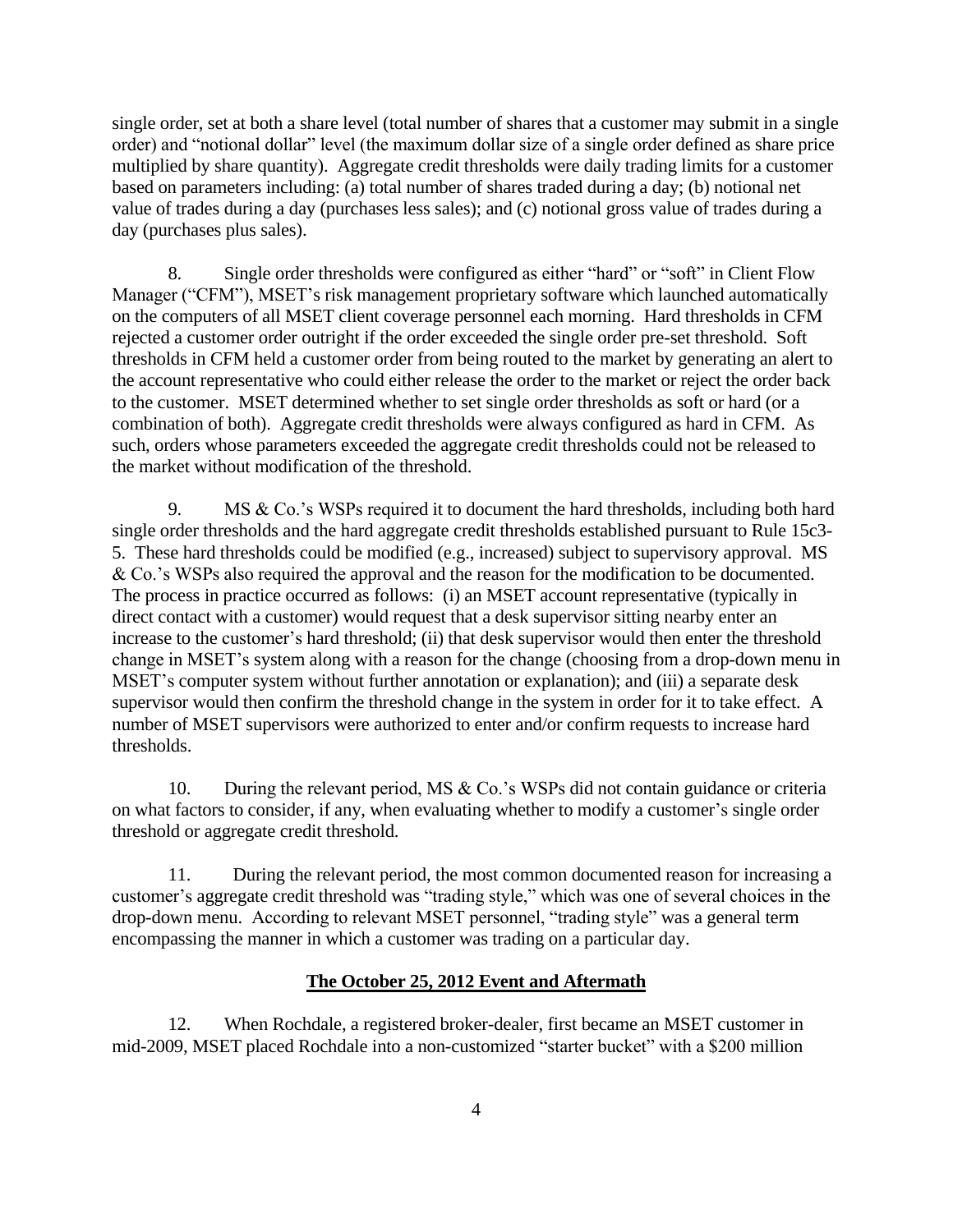single order, set at both a share level (total number of shares that a customer may submit in a single order) and "notional dollar" level (the maximum dollar size of a single order defined as share price multiplied by share quantity). Aggregate credit thresholds were daily trading limits for a customer based on parameters including: (a) total number of shares traded during a day; (b) notional net value of trades during a day (purchases less sales); and (c) notional gross value of trades during a day (purchases plus sales).

8. Single order thresholds were configured as either "hard" or "soft" in Client Flow Manager ("CFM"), MSET's risk management proprietary software which launched automatically on the computers of all MSET client coverage personnel each morning. Hard thresholds in CFM rejected a customer order outright if the order exceeded the single order pre-set threshold. Soft thresholds in CFM held a customer order from being routed to the market by generating an alert to the account representative who could either release the order to the market or reject the order back to the customer. MSET determined whether to set single order thresholds as soft or hard (or a combination of both). Aggregate credit thresholds were always configured as hard in CFM. As such, orders whose parameters exceeded the aggregate credit thresholds could not be released to the market without modification of the threshold.

9. MS & Co.'s WSPs required it to document the hard thresholds, including both hard single order thresholds and the hard aggregate credit thresholds established pursuant to Rule 15c3-5. These hard thresholds could be modified (e.g., increased) subject to supervisory approval. MS & Co.'s WSPs also required the approval and the reason for the modification to be documented. The process in practice occurred as follows: (i) an MSET account representative (typically in direct contact with a customer) would request that a desk supervisor sitting nearby enter an increase to the customer's hard threshold; (ii) that desk supervisor would then enter the threshold change in MSET's system along with a reason for the change (choosing from a drop-down menu in MSET's computer system without further annotation or explanation); and (iii) a separate desk supervisor would then confirm the threshold change in the system in order for it to take effect. A number of MSET supervisors were authorized to enter and/or confirm requests to increase hard thresholds.

10. During the relevant period, MS & Co.'s WSPs did not contain guidance or criteria on what factors to consider, if any, when evaluating whether to modify a customer's single order threshold or aggregate credit threshold.

11. During the relevant period, the most common documented reason for increasing a customer's aggregate credit threshold was "trading style," which was one of several choices in the drop-down menu. According to relevant MSET personnel, "trading style" was a general term encompassing the manner in which a customer was trading on a particular day.

## The October 25, 2012 Event and Aftermath

12. When Rochdale, a registered broker-dealer, first became an MSET customer in mid-2009, MSET placed Rochdale into a non-customized "starter bucket" with a $200 million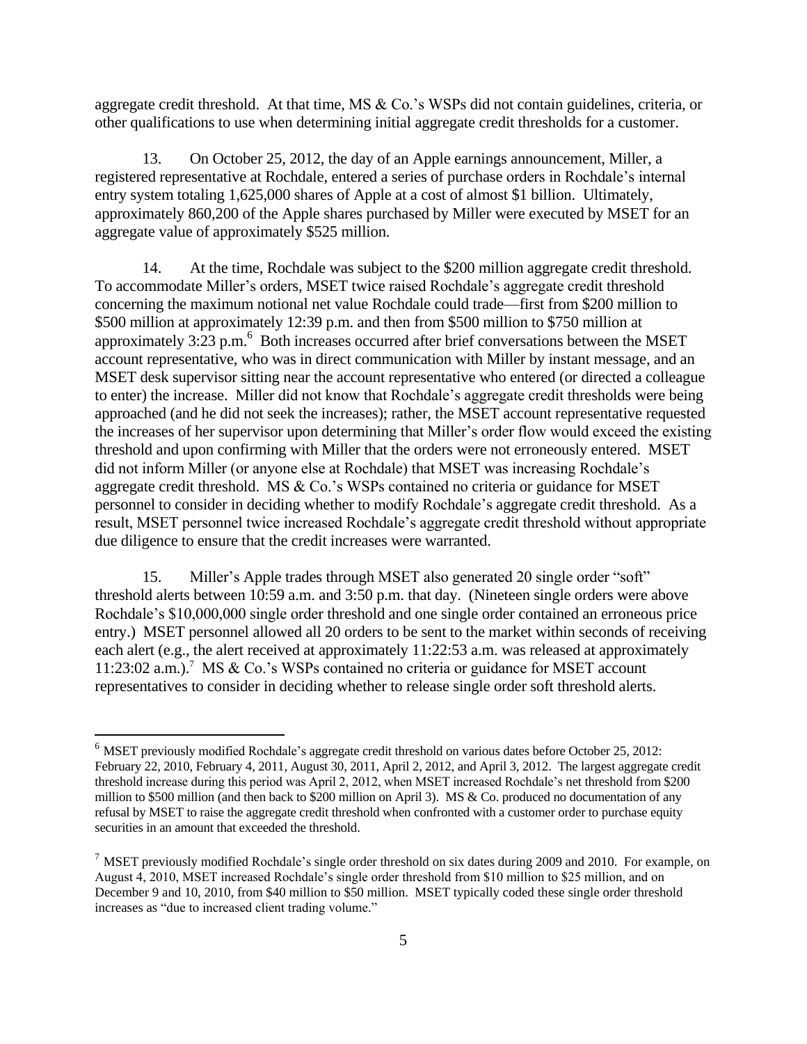aggregate credit threshold. At that time, MS & Co.'s WSPs did not contain guidelines, criteria, or other qualifications to use when determining initial aggregate credit thresholds for a customer.

13. On October 25, 2012, the day of an Apple earnings announcement, Miller, a registered representative at Rochdale, entered a series of purchase orders in Rochdale's internal entry system totaling 1,625,000 shares of Apple at a cost of almost $1 billion. Ultimately, approximately 860,200 of the Apple shares purchased by Miller were executed by MSET for an aggregate value of approximately $525 million.

14. At the time, Rochdale was subject to the $200 million aggregate credit threshold. To accommodate Miller's orders, MSET twice raised Rochdale's aggregate credit threshold concerning the maximum notional net value Rochdale could trade—first from $200 million to $500 million at approximately 12:39 p.m. and then from $500 million to $750 million at approximately 3:23 p.m.[6] Both increases occurred after brief conversations between the MSET account representative, who was in direct communication with Miller by instant message, and an MSET desk supervisor sitting near the account representative who entered (or directed a colleague to enter) the increase. Miller did not know that Rochdale's aggregate credit thresholds were being approached (and he did not seek the increases); rather, the MSET account representative requested the increases of her supervisor upon determining that Miller's order flow would exceed the existing threshold and upon confirming with Miller that the orders were not erroneously entered. MSET did not inform Miller (or anyone else at Rochdale) that MSET was increasing Rochdale's aggregate credit threshold. MS & Co.'s WSPs contained no criteria or guidance for MSET personnel to consider in deciding whether to modify Rochdale's aggregate credit threshold. As a result, MSET personnel twice increased Rochdale's aggregate credit threshold without appropriate due diligence to ensure that the credit increases were warranted.

15. Miller's Apple trades through MSET also generated 20 single order "soft" threshold alerts between 10:59 a.m. and 3:50 p.m. that day. (Nineteen single orders were above Rochdale's $10,000,000 single order threshold and one single order contained an erroneous price entry.) MSET personnel allowed all 20 orders to be sent to the market within seconds of receiving each alert (e.g., the alert received at approximately 11:22:53 a.m. was released at approximately 11:23:02 a.m.).[7] MS & Co.'s WSPs contained no criteria or guidance for MSET account representatives to consider in deciding whether to release single order soft threshold alerts.

---

[6] MSET previously modified Rochdale's aggregate credit threshold on various dates before October 25, 2012: February 22, 2010, February 4, 2011, August 30, 2011, April 2, 2012, and April 3, 2012. The largest aggregate credit threshold increase during this period was April 2, 2012, when MSET increased Rochdale's net threshold from $200 million to $500 million (and then back to $200 million on April 3). MS & Co. produced no documentation of any refusal by MSET to raise the aggregate credit threshold when confronted with a customer order to purchase equity securities in an amount that exceeded the threshold.

[7] MSET previously modified Rochdale's single order threshold on six dates during 2009 and 2010. For example, on August 4, 2010, MSET increased Rochdale's single order threshold from $10 million to $25 million, and on December 9 and 10, 2010, from $40 million to $50 million. MSET typically coded these single order threshold increases as "due to increased client trading volume."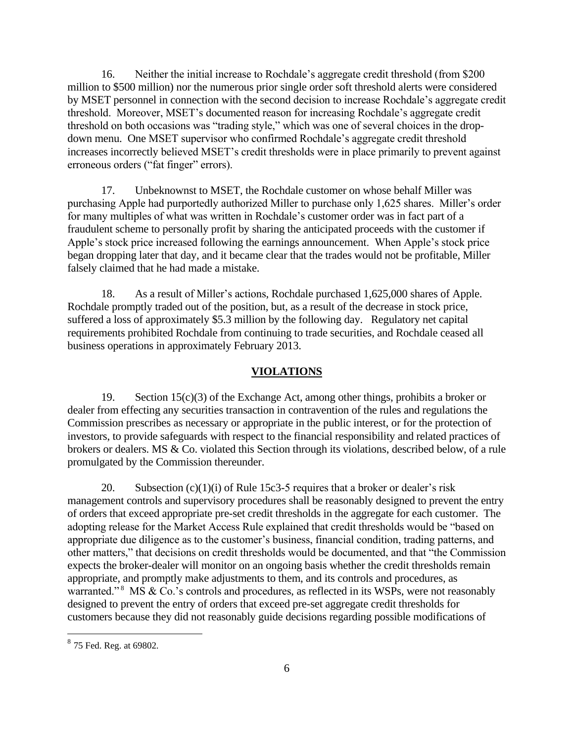16. Neither the initial increase to Rochdale's aggregate credit threshold (from $200 million to $500 million) nor the numerous prior single order soft threshold alerts were considered by MSET personnel in connection with the second decision to increase Rochdale's aggregate credit threshold. Moreover, MSET's documented reason for increasing Rochdale's aggregate credit threshold on both occasions was "trading style," which was one of several choices in the drop-down menu. One MSET supervisor who confirmed Rochdale's aggregate credit threshold increases incorrectly believed MSET's credit thresholds were in place primarily to prevent against erroneous orders ("fat finger" errors).

17. Unbeknownst to MSET, the Rochdale customer on whose behalf Miller was purchasing Apple had purportedly authorized Miller to purchase only 1,625 shares. Miller's order for many multiples of what was written in Rochdale's customer order was in fact part of a fraudulent scheme to personally profit by sharing the anticipated proceeds with the customer if Apple's stock price increased following the earnings announcement. When Apple's stock price began dropping later that day, and it became clear that the trades would not be profitable, Miller falsely claimed that he had made a mistake.

18. As a result of Miller's actions, Rochdale purchased 1,625,000 shares of Apple. Rochdale promptly traded out of the position, but, as a result of the decrease in stock price, suffered a loss of approximately $5.3 million by the following day. Regulatory net capital requirements prohibited Rochdale from continuing to trade securities, and Rochdale ceased all business operations in approximately February 2013.

## VIOLATIONS

19. Section 15(c)(3) of the Exchange Act, among other things, prohibits a broker or dealer from effecting any securities transaction in contravention of the rules and regulations the Commission prescribes as necessary or appropriate in the public interest, or for the protection of investors, to provide safeguards with respect to the financial responsibility and related practices of brokers or dealers. MS & Co. violated this Section through its violations, described below, of a rule promulgated by the Commission thereunder.

20. Subsection (c)(1)(i) of Rule 15c3-5 requires that a broker or dealer's risk management controls and supervisory procedures shall be reasonably designed to prevent the entry of orders that exceed appropriate pre-set credit thresholds in the aggregate for each customer. The adopting release for the Market Access Rule explained that credit thresholds would be "based on appropriate due diligence as to the customer's business, financial condition, trading patterns, and other matters," that decisions on credit thresholds would be documented, and that "the Commission expects the broker-dealer will monitor on an ongoing basis whether the credit thresholds remain appropriate, and promptly make adjustments to them, and its controls and procedures, as warranted."[8] MS & Co.'s controls and procedures, as reflected in its WSPs, were not reasonably designed to prevent the entry of orders that exceed pre-set aggregate credit thresholds for customers because they did not reasonably guide decisions regarding possible modifications of

---

[8] 75 Fed. Reg. at 69802.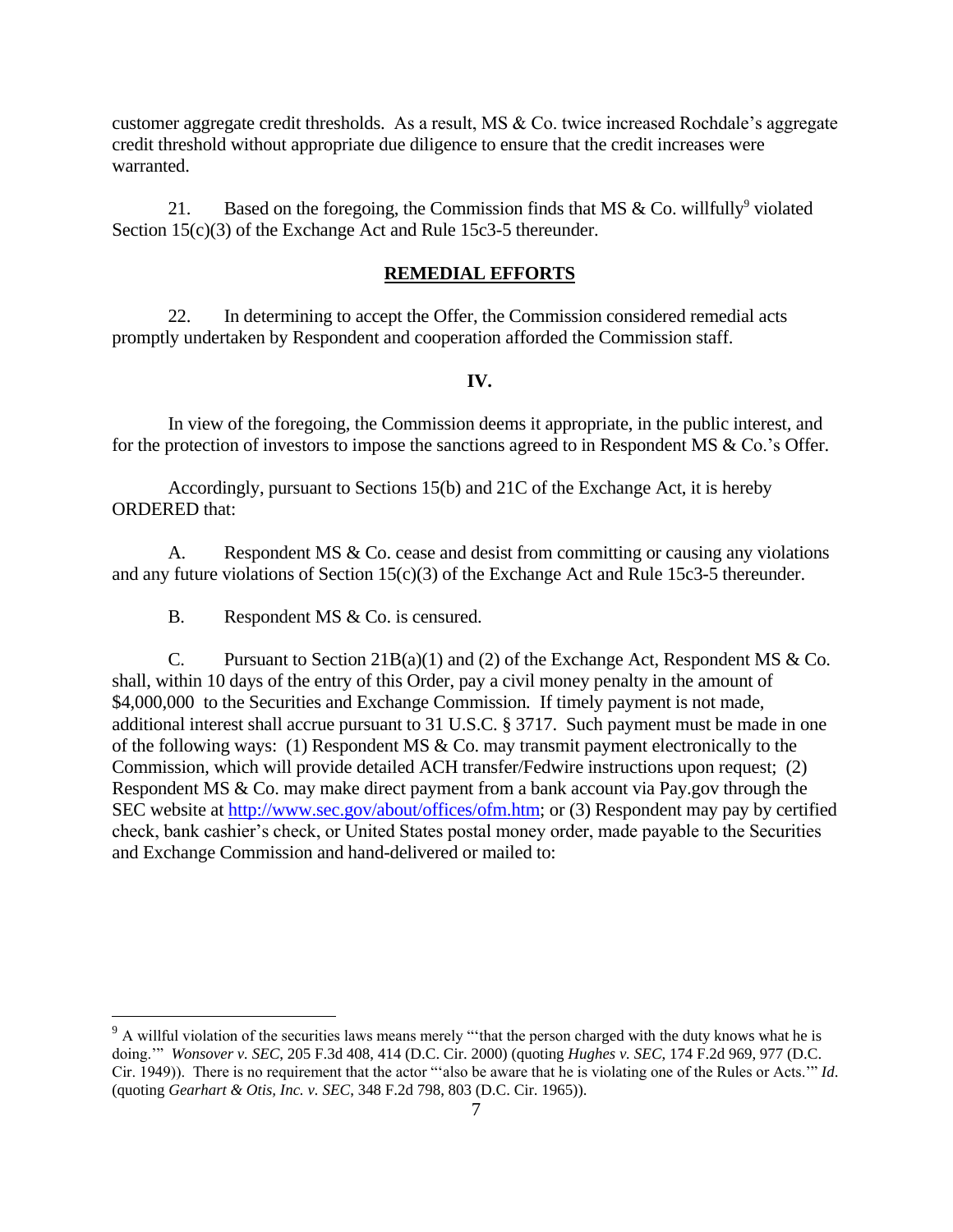customer aggregate credit thresholds. As a result, MS & Co. twice increased Rochdale's aggregate credit threshold without appropriate due diligence to ensure that the credit increases were warranted.

21. Based on the foregoing, the Commission finds that MS & Co. willfully[9] violated Section 15(c)(3) of the Exchange Act and Rule 15c3-5 thereunder.

## REMEDIAL EFFORTS

22. In determining to accept the Offer, the Commission considered remedial acts promptly undertaken by Respondent and cooperation afforded the Commission staff.

## IV.

In view of the foregoing, the Commission deems it appropriate, in the public interest, and for the protection of investors to impose the sanctions agreed to in Respondent MS & Co.'s Offer.

Accordingly, pursuant to Sections 15(b) and 21C of the Exchange Act, it is hereby ORDERED that:

A. Respondent MS & Co. cease and desist from committing or causing any violations and any future violations of Section 15(c)(3) of the Exchange Act and Rule 15c3-5 thereunder.

B. Respondent MS & Co. is censured.

C. Pursuant to Section 21B(a)(1) and (2) of the Exchange Act, Respondent MS & Co. shall, within 10 days of the entry of this Order, pay a civil money penalty in the amount of $4,000,000 to the Securities and Exchange Commission. If timely payment is not made, additional interest shall accrue pursuant to 31 U.S.C. § 3717. Such payment must be made in one of the following ways: (1) Respondent MS & Co. may transmit payment electronically to the Commission, which will provide detailed ACH transfer/Fedwire instructions upon request; (2) Respondent MS & Co. may make direct payment from a bank account via Pay.gov through the SEC website at http://www.sec.gov/about/offices/ofm.htm; or (3) Respondent may pay by certified check, bank cashier's check, or United States postal money order, made payable to the Securities and Exchange Commission and hand-delivered or mailed to:

---

[9] A willful violation of the securities laws means merely "'that the person charged with the duty knows what he is doing.'" *Wonsover v. SEC*, 205 F.3d 408, 414 (D.C. Cir. 2000) (quoting *Hughes v. SEC*, 174 F.2d 969, 977 (D.C. Cir. 1949)). There is no requirement that the actor "'also be aware that he is violating one of the Rules or Acts.'" *Id*. (quoting *Gearhart & Otis, Inc. v. SEC*, 348 F.2d 798, 803 (D.C. Cir. 1965)).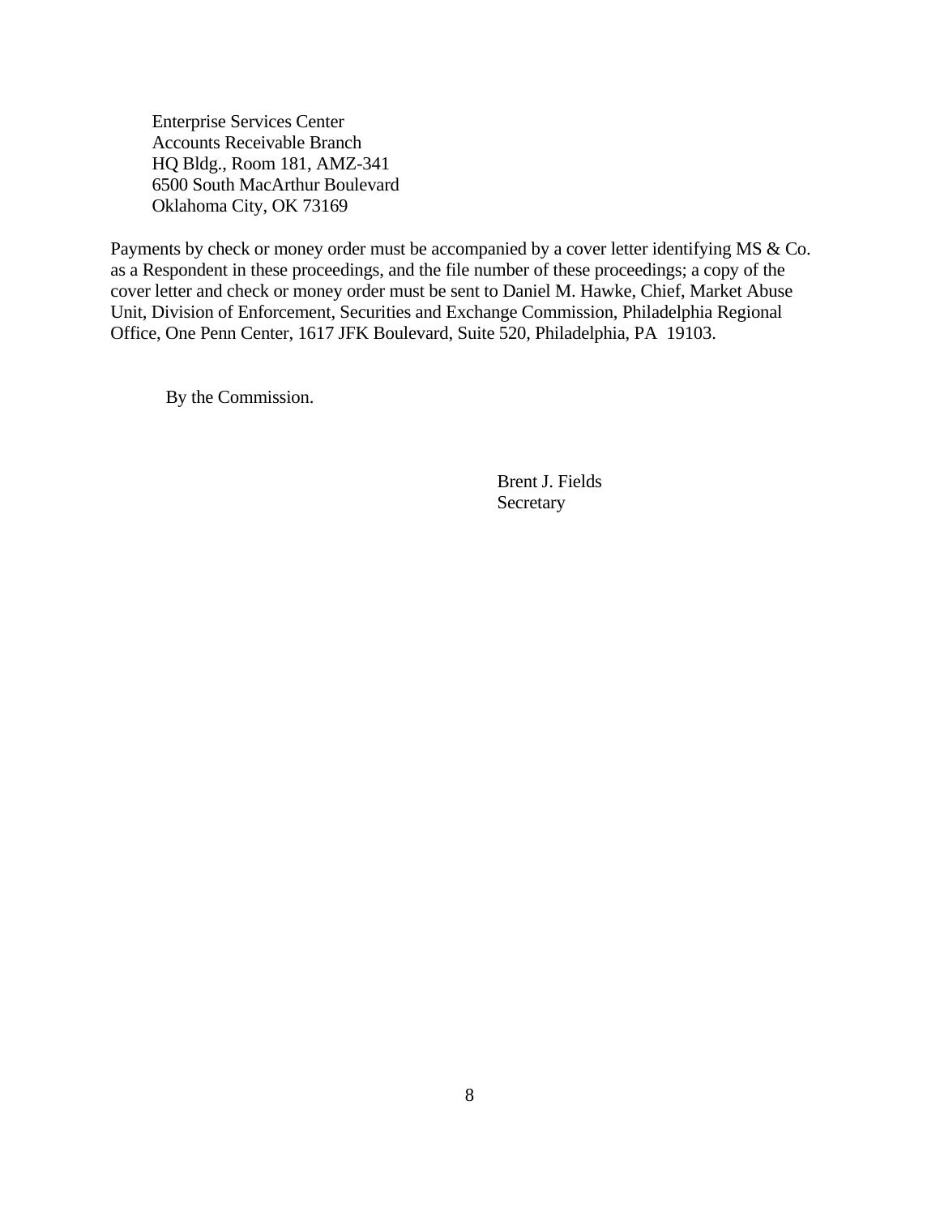Enterprise Services Center
Accounts Receivable Branch
HQ Bldg., Room 181, AMZ-341
6500 South MacArthur Boulevard
Oklahoma City, OK 73169

Payments by check or money order must be accompanied by a cover letter identifying MS & Co. as a Respondent in these proceedings, and the file number of these proceedings; a copy of the cover letter and check or money order must be sent to Daniel M. Hawke, Chief, Market Abuse Unit, Division of Enforcement, Securities and Exchange Commission, Philadelphia Regional Office, One Penn Center, 1617 JFK Boulevard, Suite 520, Philadelphia, PA 19103.

By the Commission.

Brent J. Fields
Secretary